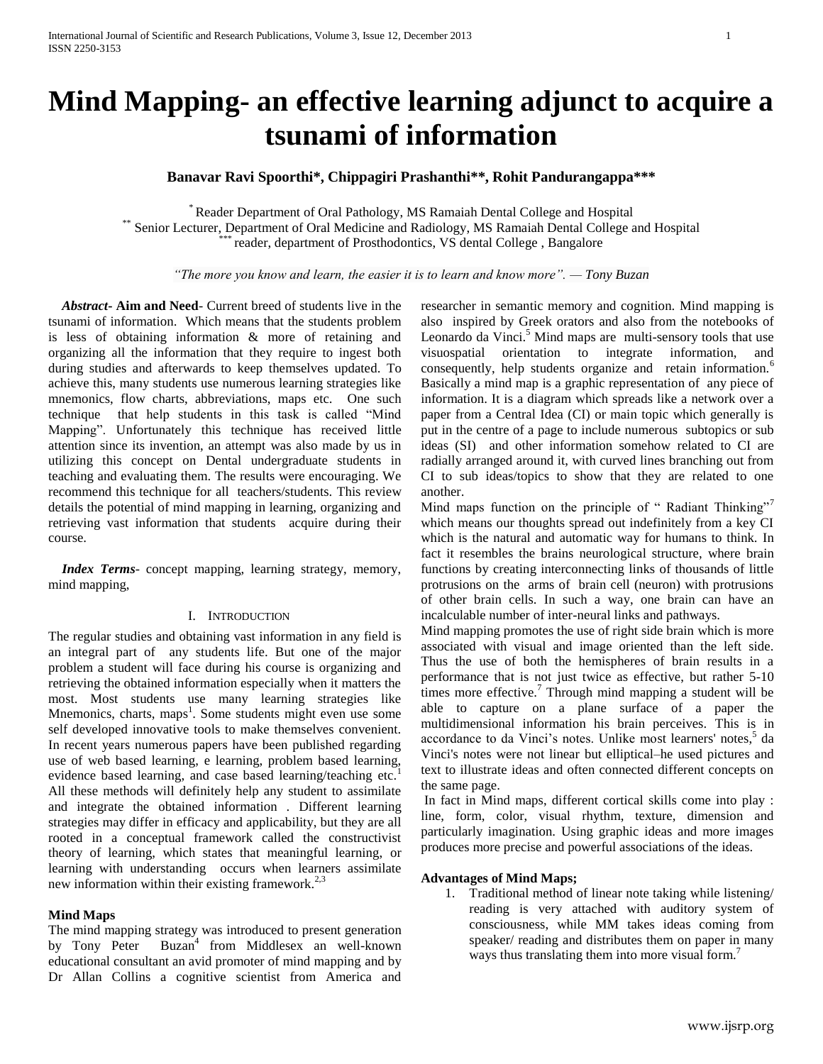# Mind Mapping- an effective learning adjunct to acquire a tsunami of information

**Banavar Ravi Spoorthi\*, Chippagiri Prashanthi\*\*, Rohit Pandurangappa\*\*\***

\* Reader Department of Oral Pathology, MS Ramaiah Dental College and Hospital
\*\* Senior Lecturer, Department of Oral Medicine and Radiology, MS Ramaiah Dental College and Hospital
\*\*\* reader, department of Prosthodontics, VS dental College , Bangalore

*"The more you know and learn, the easier it is to learn and know more". — Tony Buzan*

***Abstract*- Aim and Need**- Current breed of students live in the tsunami of information. Which means that the students problem is less of obtaining information & more of retaining and organizing all the information that they require to ingest both during studies and afterwards to keep themselves updated. To achieve this, many students use numerous learning strategies like mnemonics, flow charts, abbreviations, maps etc. One such technique that help students in this task is called "Mind Mapping". Unfortunately this technique has received little attention since its invention, an attempt was also made by us in utilizing this concept on Dental undergraduate students in teaching and evaluating them. The results were encouraging. We recommend this technique for all teachers/students. This review details the potential of mind mapping in learning, organizing and retrieving vast information that students acquire during their course.

***Index Terms***- concept mapping, learning strategy, memory, mind mapping,

## I. Introduction

The regular studies and obtaining vast information in any field is an integral part of any students life. But one of the major problem a student will face during his course is organizing and retrieving the obtained information especially when it matters the most. Most students use many learning strategies like Mnemonics, charts, maps[1]. Some students might even use some self developed innovative tools to make themselves convenient. In recent years numerous papers have been published regarding use of web based learning, e learning, problem based learning, evidence based learning, and case based learning/teaching etc.[1] All these methods will definitely help any student to assimilate and integrate the obtained information . Different learning strategies may differ in efficacy and applicability, but they are all rooted in a conceptual framework called the constructivist theory of learning, which states that meaningful learning, or learning with understanding occurs when learners assimilate new information within their existing framework.[2,3]

### Mind Maps

The mind mapping strategy was introduced to present generation by Tony Peter Buzan[4] from Middlesex an well-known educational consultant an avid promoter of mind mapping and by Dr Allan Collins a cognitive scientist from America and researcher in semantic memory and cognition. Mind mapping is also inspired by Greek orators and also from the notebooks of Leonardo da Vinci.[5] Mind maps are multi-sensory tools that use visuospatial orientation to integrate information, and consequently, help students organize and retain information.[6] Basically a mind map is a graphic representation of any piece of information. It is a diagram which spreads like a network over a paper from a Central Idea (CI) or main topic which generally is put in the centre of a page to include numerous subtopics or sub ideas (SI) and other information somehow related to CI are radially arranged around it, with curved lines branching out from CI to sub ideas/topics to show that they are related to one another.

Mind maps function on the principle of " Radiant Thinking"[7] which means our thoughts spread out indefinitely from a key CI which is the natural and automatic way for humans to think. In fact it resembles the brains neurological structure, where brain functions by creating interconnecting links of thousands of little protrusions on the arms of brain cell (neuron) with protrusions of other brain cells. In such a way, one brain can have an incalculable number of inter-neural links and pathways.

Mind mapping promotes the use of right side brain which is more associated with visual and image oriented than the left side. Thus the use of both the hemispheres of brain results in a performance that is not just twice as effective, but rather 5-10 times more effective.[7] Through mind mapping a student will be able to capture on a plane surface of a paper the multidimensional information his brain perceives. This is in accordance to da Vinci's notes. Unlike most learners' notes,[5] da Vinci's notes were not linear but elliptical–he used pictures and text to illustrate ideas and often connected different concepts on the same page.

In fact in Mind maps, different cortical skills come into play : line, form, color, visual rhythm, texture, dimension and particularly imagination. Using graphic ideas and more images produces more precise and powerful associations of the ideas.

**Advantages of Mind Maps;**

1. Traditional method of linear note taking while listening/ reading is very attached with auditory system of consciousness, while MM takes ideas coming from speaker/ reading and distributes them on paper in many ways thus translating them into more visual form.[7]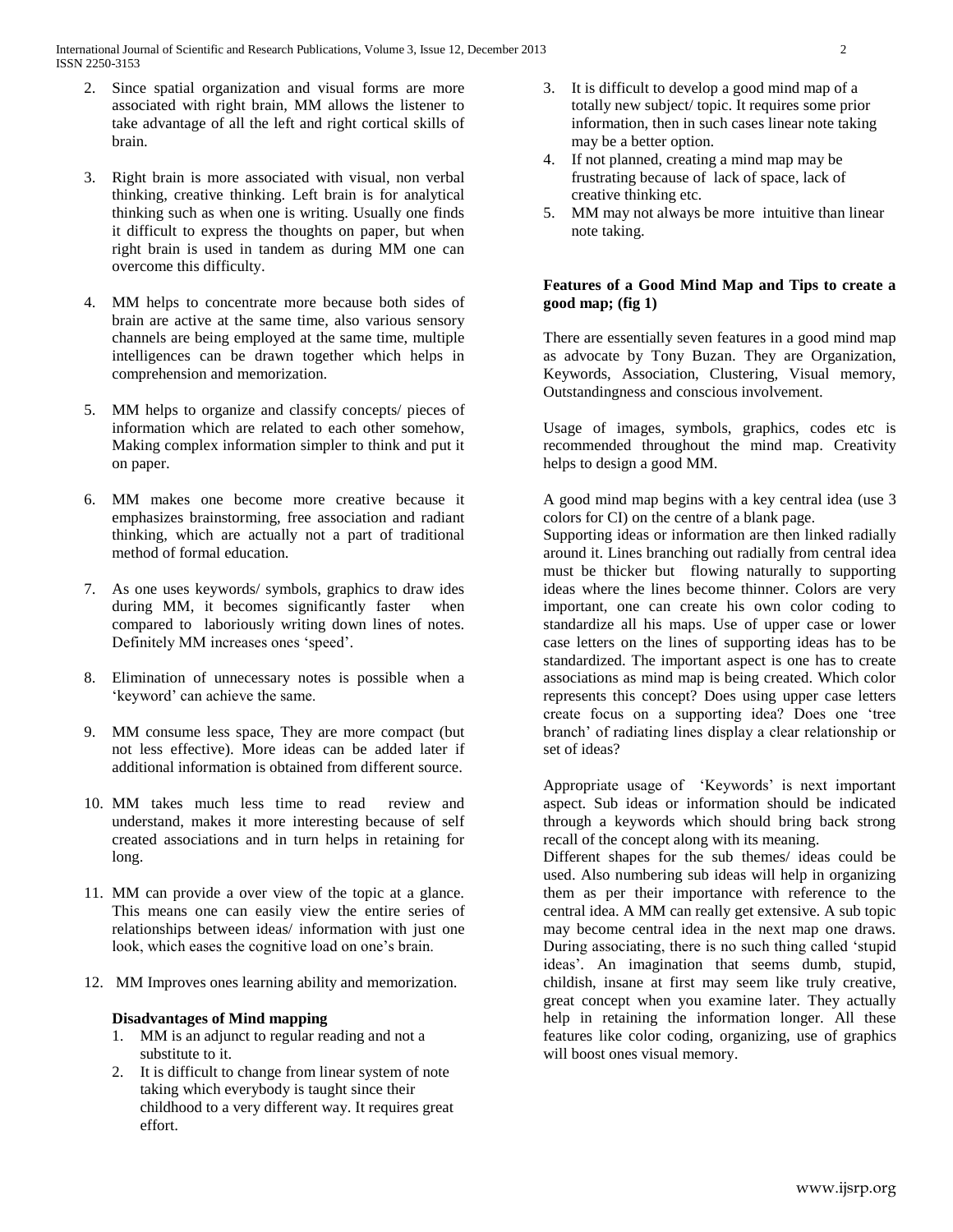2. Since spatial organization and visual forms are more associated with right brain, MM allows the listener to take advantage of all the left and right cortical skills of brain.

3. Right brain is more associated with visual, non verbal thinking, creative thinking. Left brain is for analytical thinking such as when one is writing. Usually one finds it difficult to express the thoughts on paper, but when right brain is used in tandem as during MM one can overcome this difficulty.

4. MM helps to concentrate more because both sides of brain are active at the same time, also various sensory channels are being employed at the same time, multiple intelligences can be drawn together which helps in comprehension and memorization.

5. MM helps to organize and classify concepts/ pieces of information which are related to each other somehow, Making complex information simpler to think and put it on paper.

6. MM makes one become more creative because it emphasizes brainstorming, free association and radiant thinking, which are actually not a part of traditional method of formal education.

7. As one uses keywords/ symbols, graphics to draw ides during MM, it becomes significantly faster when compared to laboriously writing down lines of notes. Definitely MM increases ones 'speed'.

8. Elimination of unnecessary notes is possible when a 'keyword' can achieve the same.

9. MM consume less space, They are more compact (but not less effective). More ideas can be added later if additional information is obtained from different source.

10. MM takes much less time to read review and understand, makes it more interesting because of self created associations and in turn helps in retaining for long.

11. MM can provide a over view of the topic at a glance. This means one can easily view the entire series of relationships between ideas/ information with just one look, which eases the cognitive load on one's brain.

12. MM Improves ones learning ability and memorization.

**Disadvantages of Mind mapping**

1. MM is an adjunct to regular reading and not a substitute to it.
2. It is difficult to change from linear system of note taking which everybody is taught since their childhood to a very different way. It requires great effort.
3. It is difficult to develop a good mind map of a totally new subject/ topic. It requires some prior information, then in such cases linear note taking may be a better option.
4. If not planned, creating a mind map may be frustrating because of lack of space, lack of creative thinking etc.
5. MM may not always be more intuitive than linear note taking.

**Features of a Good Mind Map and Tips to create a good map; (fig 1)**

There are essentially seven features in a good mind map as advocate by Tony Buzan. They are Organization, Keywords, Association, Clustering, Visual memory, Outstandingness and conscious involvement.

Usage of images, symbols, graphics, codes etc is recommended throughout the mind map. Creativity helps to design a good MM.

A good mind map begins with a key central idea (use 3 colors for CI) on the centre of a blank page.
Supporting ideas or information are then linked radially around it. Lines branching out radially from central idea must be thicker but flowing naturally to supporting ideas where the lines become thinner. Colors are very important, one can create his own color coding to standardize all his maps. Use of upper case or lower case letters on the lines of supporting ideas has to be standardized. The important aspect is one has to create associations as mind map is being created. Which color represents this concept? Does using upper case letters create focus on a supporting idea? Does one 'tree branch' of radiating lines display a clear relationship or set of ideas?

Appropriate usage of 'Keywords' is next important aspect. Sub ideas or information should be indicated through a keywords which should bring back strong recall of the concept along with its meaning.
Different shapes for the sub themes/ ideas could be used. Also numbering sub ideas will help in organizing them as per their importance with reference to the central idea. A MM can really get extensive. A sub topic may become central idea in the next map one draws. During associating, there is no such thing called 'stupid ideas'. An imagination that seems dumb, stupid, childish, insane at first may seem like truly creative, great concept when you examine later. They actually help in retaining the information longer. All these features like color coding, organizing, use of graphics will boost ones visual memory.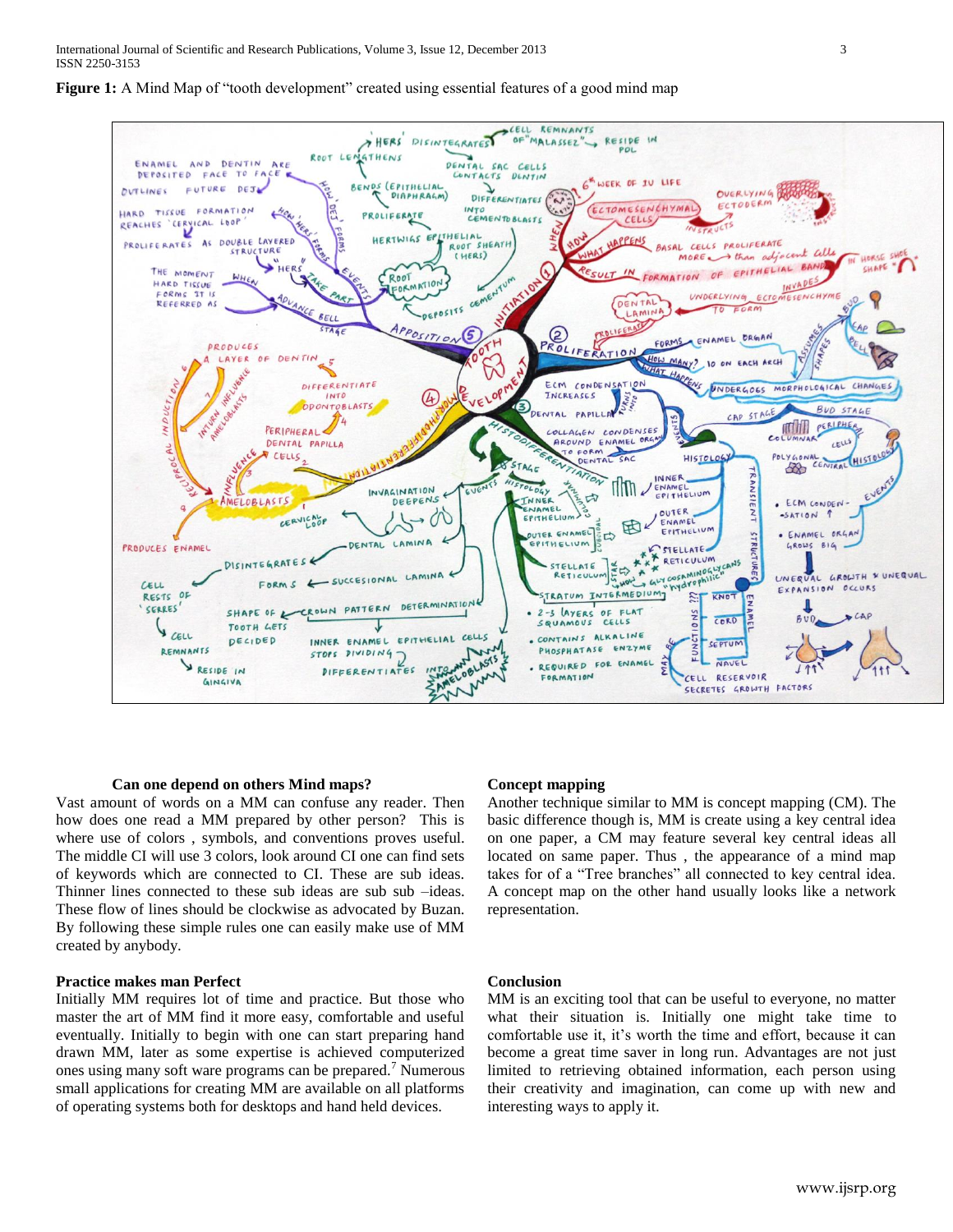**Figure 1:** A Mind Map of "tooth development" created using essential features of a good mind map

**Can one depend on others Mind maps?**

Vast amount of words on a MM can confuse any reader. Then how does one read a MM prepared by other person? This is where use of colors , symbols, and conventions proves useful. The middle CI will use 3 colors, look around CI one can find sets of keywords which are connected to CI. These are sub ideas. Thinner lines connected to these sub ideas are sub sub –ideas. These flow of lines should be clockwise as advocated by Buzan. By following these simple rules one can easily make use of MM created by anybody.

**Practice makes man Perfect**

Initially MM requires lot of time and practice. But those who master the art of MM find it more easy, comfortable and useful eventually. Initially to begin with one can start preparing hand drawn MM, later as some expertise is achieved computerized ones using many soft ware programs can be prepared.[7] Numerous small applications for creating MM are available on all platforms of operating systems both for desktops and hand held devices.

**Concept mapping**

Another technique similar to MM is concept mapping (CM). The basic difference though is, MM is create using a key central idea on one paper, a CM may feature several key central ideas all located on same paper. Thus , the appearance of a mind map takes for of a "Tree branches" all connected to key central idea. A concept map on the other hand usually looks like a network representation.

**Conclusion**

MM is an exciting tool that can be useful to everyone, no matter what their situation is. Initially one might take time to comfortable use it, it's worth the time and effort, because it can become a great time saver in long run. Advantages are not just limited to retrieving obtained information, each person using their creativity and imagination, can come up with new and interesting ways to apply it.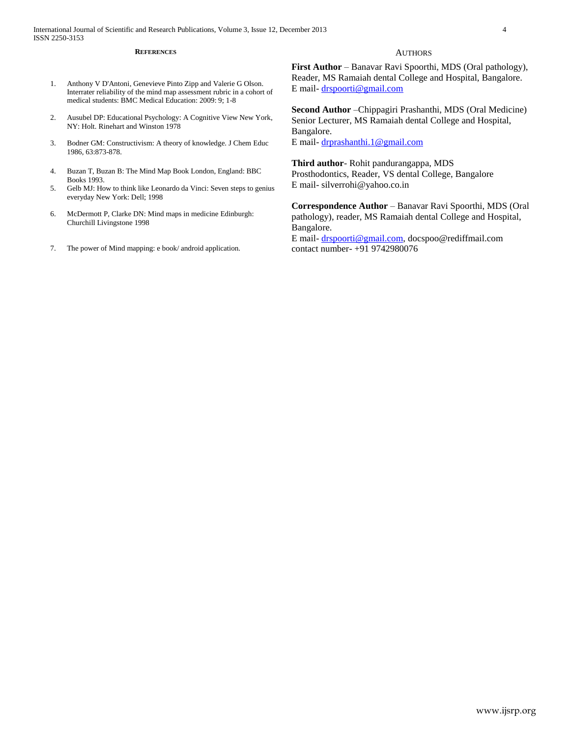## REFERENCES

1. Anthony V D'Antoni, Genevieve Pinto Zipp and Valerie G Olson. Interrater reliability of the mind map assessment rubric in a cohort of medical students: BMC Medical Education: 2009: 9; 1-8
2. Ausubel DP: Educational Psychology: A Cognitive View New York, NY: Holt. Rinehart and Winston 1978
3. Bodner GM: Constructivism: A theory of knowledge. J Chem Educ 1986, 63:873-878.
4. Buzan T, Buzan B: The Mind Map Book London, England: BBC Books 1993.
5. Gelb MJ: How to think like Leonardo da Vinci: Seven steps to genius everyday New York: Dell; 1998
6. McDermott P, Clarke DN: Mind maps in medicine Edinburgh: Churchill Livingstone 1998
7. The power of Mind mapping: e book/ android application.

## AUTHORS

**First Author** – Banavar Ravi Spoorthi, MDS (Oral pathology), Reader, MS Ramaiah dental College and Hospital, Bangalore.
E mail- drspoorti@gmail.com

**Second Author** –Chippagiri Prashanthi, MDS (Oral Medicine) Senior Lecturer, MS Ramaiah dental College and Hospital, Bangalore.
E mail- drprashanthi.1@gmail.com

**Third author**- Rohit pandurangappa, MDS Prosthodontics, Reader, VS dental College, Bangalore
E mail- silverrohi@yahoo.co.in

**Correspondence Author** – Banavar Ravi Spoorthi, MDS (Oral pathology), reader, MS Ramaiah dental College and Hospital, Bangalore.
E mail- drspoorti@gmail.com, docspoo@rediffmail.com
contact number- +91 9742980076